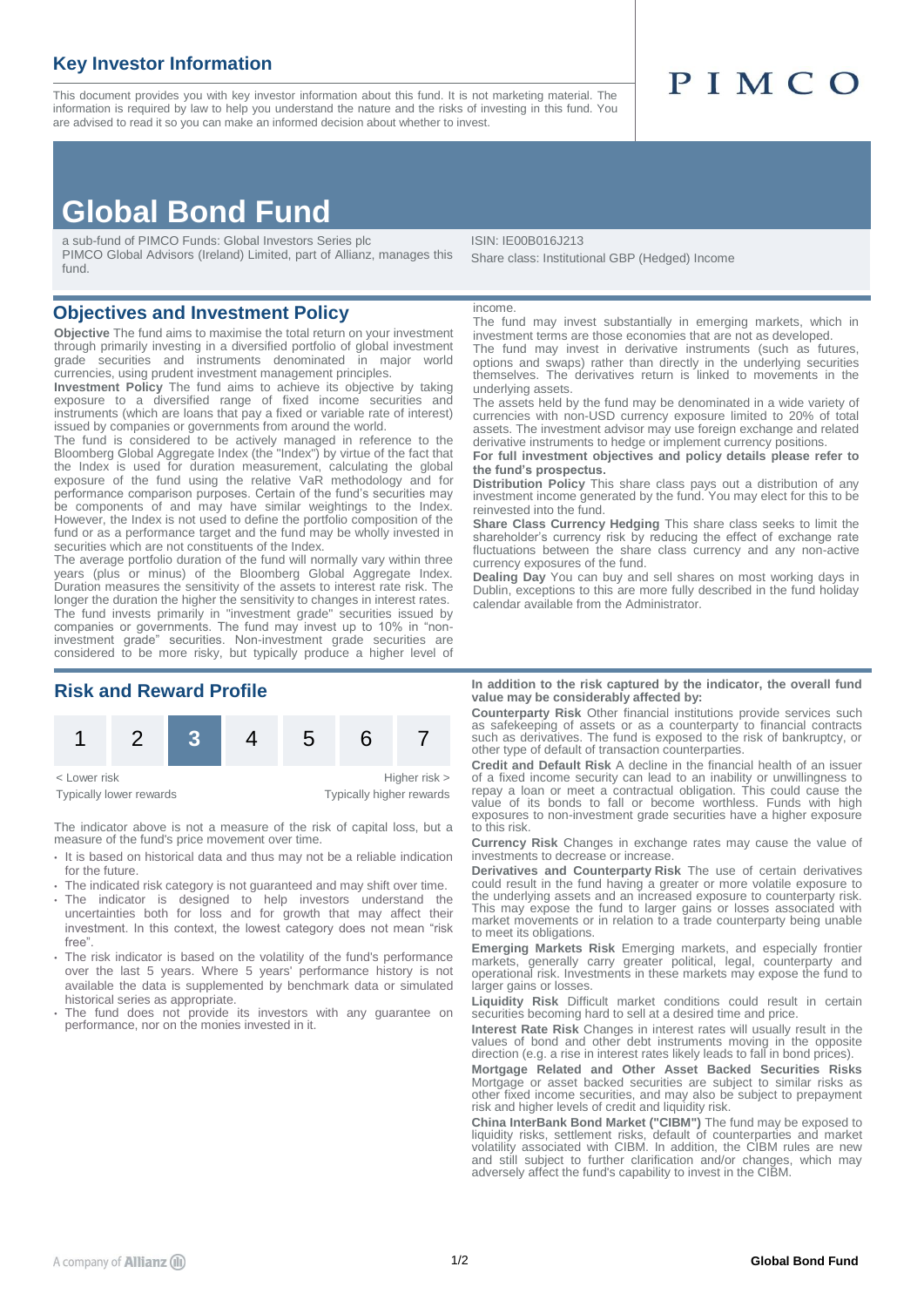## Key Investor Information

This document provides you with key investor information about this fund. It is not marketing material. The information is required by law to help you understand the nature and the risks of investing in this fund. You are advised to read it so you can make an informed decision about whether to invest.

PIMCO

# Global Bond Fund

a sub-fund of PIMCO Funds: Global Investors Series plc
PIMCO Global Advisors (Ireland) Limited, part of Allianz, manages this fund.

ISIN: IE00B016J213
Share class: Institutional GBP (Hedged) Income

## Objectives and Investment Policy

**Objective** The fund aims to maximise the total return on your investment through primarily investing in a diversified portfolio of global investment grade securities and instruments denominated in major world currencies, using prudent investment management principles.

**Investment Policy** The fund aims to achieve its objective by taking exposure to a diversified range of fixed income securities and instruments (which are loans that pay a fixed or variable rate of interest) issued by companies or governments from around the world.

The fund is considered to be actively managed in reference to the Bloomberg Global Aggregate Index (the "Index") by virtue of the fact that the Index is used for duration measurement, calculating the global exposure of the fund using the relative VaR methodology and for performance comparison purposes. Certain of the fund's securities may be components of and may have similar weightings to the Index. However, the Index is not used to define the portfolio composition of the fund or as a performance target and the fund may be wholly invested in securities which are not constituents of the Index.

The average portfolio duration of the fund will normally vary within three years (plus or minus) of the Bloomberg Global Aggregate Index. Duration measures the sensitivity of the assets to interest rate risk. The longer the duration the higher the sensitivity to changes in interest rates.

The fund invests primarily in "investment grade" securities issued by companies or governments. The fund may invest up to 10% in "non-investment grade" securities. Non-investment grade securities are considered to be more risky, but typically produce a higher level of income.

The fund may invest substantially in emerging markets, which in investment terms are those economies that are not as developed.

The fund may invest in derivative instruments (such as futures, options and swaps) rather than directly in the underlying securities themselves. The derivatives return is linked to movements in the underlying assets.

The assets held by the fund may be denominated in a wide variety of currencies with non-USD currency exposure limited to 20% of total assets. The investment advisor may use foreign exchange and related derivative instruments to hedge or implement currency positions.

**For full investment objectives and policy details please refer to the fund's prospectus.**

**Distribution Policy** This share class pays out a distribution of any investment income generated by the fund. You may elect for this to be reinvested into the fund.

**Share Class Currency Hedging** This share class seeks to limit the shareholder's currency risk by reducing the effect of exchange rate fluctuations between the share class currency and any non-active currency exposures of the fund.

**Dealing Day** You can buy and sell shares on most working days in Dublin, exceptions to this are more fully described in the fund holiday calendar available from the Administrator.

## Risk and Reward Profile

| 1 | 2 | **3** | 4 | 5 | 6 | 7 |
|---|---|---|---|---|---|---|

< Lower risk — Higher risk >
Typically lower rewards — Typically higher rewards

The indicator above is not a measure of the risk of capital loss, but a measure of the fund's price movement over time.

- It is based on historical data and thus may not be a reliable indication for the future.
- The indicated risk category is not guaranteed and may shift over time.
- The indicator is designed to help investors understand the uncertainties both for loss and for growth that may affect their investment. In this context, the lowest category does not mean "risk free".
- The risk indicator is based on the volatility of the fund's performance over the last 5 years. Where 5 years' performance history is not available the data is supplemented by benchmark data or simulated historical series as appropriate.
- The fund does not provide its investors with any guarantee on performance, nor on the monies invested in it.

**In addition to the risk captured by the indicator, the overall fund value may be considerably affected by:**

**Counterparty Risk** Other financial institutions provide services such as safekeeping of assets or as a counterparty to financial contracts such as derivatives. The fund is exposed to the risk of bankruptcy, or other type of default of transaction counterparties.

**Credit and Default Risk** A decline in the financial health of an issuer of a fixed income security can lead to an inability or unwillingness to repay a loan or meet a contractual obligation. This could cause the value of its bonds to fall or become worthless. Funds with high exposures to non-investment grade securities have a higher exposure to this risk.

**Currency Risk** Changes in exchange rates may cause the value of investments to decrease or increase.

**Derivatives and Counterparty Risk** The use of certain derivatives could result in the fund having a greater or more volatile exposure to the underlying assets and an increased exposure to counterparty risk. This may expose the fund to larger gains or losses associated with market movements or in relation to a trade counterparty being unable to meet its obligations.

**Emerging Markets Risk** Emerging markets, and especially frontier markets, generally carry greater political, legal, counterparty and operational risk. Investments in these markets may expose the fund to larger gains or losses.

**Liquidity Risk** Difficult market conditions could result in certain securities becoming hard to sell at a desired time and price.

**Interest Rate Risk** Changes in interest rates will usually result in the values of bond and other debt instruments moving in the opposite direction (e.g. a rise in interest rates likely leads to fall in bond prices).

**Mortgage Related and Other Asset Backed Securities Risks** Mortgage or asset backed securities are subject to similar risks as other fixed income securities, and may also be subject to prepayment risk and higher levels of credit and liquidity risk.

**China InterBank Bond Market ("CIBM")** The fund may be exposed to liquidity risks, settlement risks, default of counterparties and market volatility associated with CIBM. In addition, the CIBM rules are new and still subject to further clarification and/or changes, which may adversely affect the fund's capability to invest in the CIBM.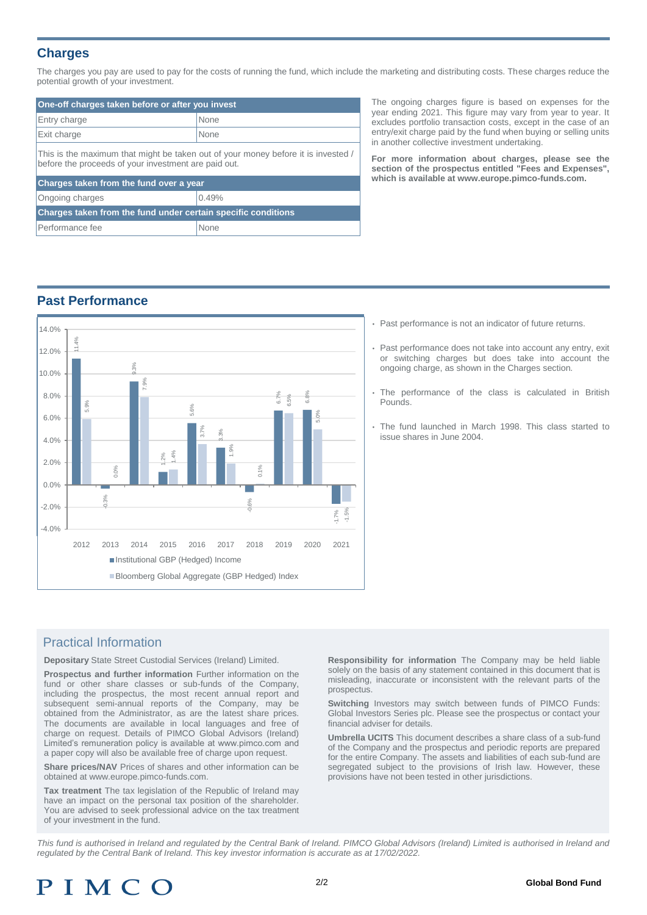## Charges

The charges you pay are used to pay for the costs of running the fund, which include the marketing and distributing costs. These charges reduce the potential growth of your investment.

| One-off charges taken before or after you invest | |
|---|---|
| Entry charge | None |
| Exit charge | None |
| This is the maximum that might be taken out of your money before it is invested / before the proceeds of your investment are paid out. | |
| **Charges taken from the fund over a year** | |
| Ongoing charges | 0.49% |
| **Charges taken from the fund under certain specific conditions** | |
| Performance fee | None |

The ongoing charges figure is based on expenses for the year ending 2021. This figure may vary from year to year. It excludes portfolio transaction costs, except in the case of an entry/exit charge paid by the fund when buying or selling units in another collective investment undertaking.

**For more information about charges, please see the section of the prospectus entitled "Fees and Expenses", which is available at www.europe.pimco-funds.com.**

## Past Performance

14.0%
12.0%
10.0%
8.0%
6.0%
4.0%
2.0%
0.0%
-2.0%
-4.0%

2012: 11.4%, 5.9%
2013: -0.3%, 0.0%
2014: 9.3%, 7.9%
2015: 1.2%, 1.4%
2016: 5.6%, 3.7%
2017: 3.3%, 1.9%
2018: -0.6%, 0.1%
2019: 6.7%, 6.5%
2020: 6.8%, 5.0%
2021: -1.7%, -1.5%

Institutional GBP (Hedged) Income
Bloomberg Global Aggregate (GBP Hedged) Index

- Past performance is not an indicator of future returns.
- Past performance does not take into account any entry, exit or switching charges but does take into account the ongoing charge, as shown in the Charges section.
- The performance of the class is calculated in British Pounds.
- The fund launched in March 1998. This class started to issue shares in June 2004.

## Practical Information

**Depositary** State Street Custodial Services (Ireland) Limited.

**Prospectus and further information** Further information on the fund or other share classes or sub-funds of the Company, including the prospectus, the most recent annual report and subsequent semi-annual reports of the Company, may be obtained from the Administrator, as are the latest share prices. The documents are available in local languages and free of charge on request. Details of PIMCO Global Advisors (Ireland) Limited's remuneration policy is available at www.pimco.com and a paper copy will also be available free of charge upon request.

**Share prices/NAV** Prices of shares and other information can be obtained at www.europe.pimco-funds.com.

**Tax treatment** The tax legislation of the Republic of Ireland may have an impact on the personal tax position of the shareholder. You are advised to seek professional advice on the tax treatment of your investment in the fund.

**Responsibility for information** The Company may be held liable solely on the basis of any statement contained in this document that is misleading, inaccurate or inconsistent with the relevant parts of the prospectus.

**Switching** Investors may switch between funds of PIMCO Funds: Global Investors Series plc. Please see the prospectus or contact your financial adviser for details.

**Umbrella UCITS** This document describes a share class of a sub-fund of the Company and the prospectus and periodic reports are prepared for the entire Company. The assets and liabilities of each sub-fund are segregated subject to the provisions of Irish law. However, these provisions have not been tested in other jurisdictions.

*This fund is authorised in Ireland and regulated by the Central Bank of Ireland. PIMCO Global Advisors (Ireland) Limited is authorised in Ireland and regulated by the Central Bank of Ireland. This key investor information is accurate as at 17/02/2022.*